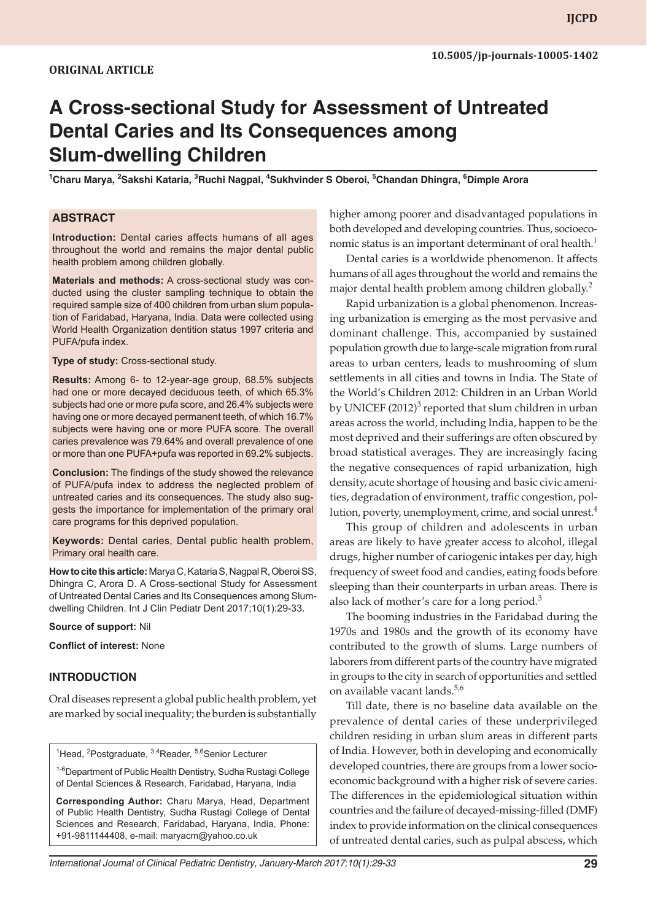ORIGINAL ARTICLE

10.5005/jp-journals-10005-1402

# A Cross-sectional Study for Assessment of Untreated Dental Caries and Its Consequences among Slum-dwelling Children

[1]Charu Marya, [2]Sakshi Kataria, [3]Ruchi Nagpal, [4]Sukhvinder S Oberoi, [5]Chandan Dhingra, [6]Dimple Arora

## ABSTRACT

**Introduction:** Dental caries affects humans of all ages throughout the world and remains the major dental public health problem among children globally.

**Materials and methods:** A cross-sectional study was conducted using the cluster sampling technique to obtain the required sample size of 400 children from urban slum population of Faridabad, Haryana, India. Data were collected using World Health Organization dentition status 1997 criteria and PUFA/pufa index.

**Type of study:** Cross-sectional study.

**Results:** Among 6- to 12-year-age group, 68.5% subjects had one or more decayed deciduous teeth, of which 65.3% subjects had one or more pufa score, and 26.4% subjects were having one or more decayed permanent teeth, of which 16.7% subjects were having one or more PUFA score. The overall caries prevalence was 79.64% and overall prevalence of one or more than one PUFA+pufa was reported in 69.2% subjects.

**Conclusion:** The findings of the study showed the relevance of PUFA/pufa index to address the neglected problem of untreated caries and its consequences. The study also suggests the importance for implementation of the primary oral care programs for this deprived population.

**Keywords:** Dental caries, Dental public health problem, Primary oral health care.

**How to cite this article:** Marya C, Kataria S, Nagpal R, Oberoi SS, Dhingra C, Arora D. A Cross-sectional Study for Assessment of Untreated Dental Caries and Its Consequences among Slum-dwelling Children. Int J Clin Pediatr Dent 2017;10(1):29-33.

**Source of support:** Nil

**Conflict of interest:** None

## INTRODUCTION

Oral diseases represent a global public health problem, yet are marked by social inequality; the burden is substantially higher among poorer and disadvantaged populations in both developed and developing countries. Thus, socioeconomic status is an important determinant of oral health.[1]

Dental caries is a worldwide phenomenon. It affects humans of all ages throughout the world and remains the major dental health problem among children globally.[2]

Rapid urbanization is a global phenomenon. Increasing urbanization is emerging as the most pervasive and dominant challenge. This, accompanied by sustained population growth due to large-scale migration from rural areas to urban centers, leads to mushrooming of slum settlements in all cities and towns in India. The State of the World's Children 2012: Children in an Urban World by UNICEF (2012)[3] reported that slum children in urban areas across the world, including India, happen to be the most deprived and their sufferings are often obscured by broad statistical averages. They are increasingly facing the negative consequences of rapid urbanization, high density, acute shortage of housing and basic civic amenities, degradation of environment, traffic congestion, pollution, poverty, unemployment, crime, and social unrest.[4]

This group of children and adolescents in urban areas are likely to have greater access to alcohol, illegal drugs, higher number of cariogenic intakes per day, high frequency of sweet food and candies, eating foods before sleeping than their counterparts in urban areas. There is also lack of mother's care for a long period.[3]

The booming industries in the Faridabad during the 1970s and 1980s and the growth of its economy have contributed to the growth of slums. Large numbers of laborers from different parts of the country have migrated in groups to the city in search of opportunities and settled on available vacant lands.[5,6]

Till date, there is no baseline data available on the prevalence of dental caries of these underprivileged children residing in urban slum areas in different parts of India. However, both in developing and economically developed countries, there are groups from a lower socioeconomic background with a higher risk of severe caries. The differences in the epidemiological situation within countries and the failure of decayed-missing-filled (DMF) index to provide information on the clinical consequences of untreated dental caries, such as pulpal abscess, which

[1]Head, [2]Postgraduate, [3,4]Reader, [5,6]Senior Lecturer

[1-6]Department of Public Health Dentistry, Sudha Rustagi College of Dental Sciences & Research, Faridabad, Haryana, India

**Corresponding Author:** Charu Marya, Head, Department of Public Health Dentistry, Sudha Rustagi College of Dental Sciences and Research, Faridabad, Haryana, India, Phone: +91-9811144408, e-mail: maryacm@yahoo.co.uk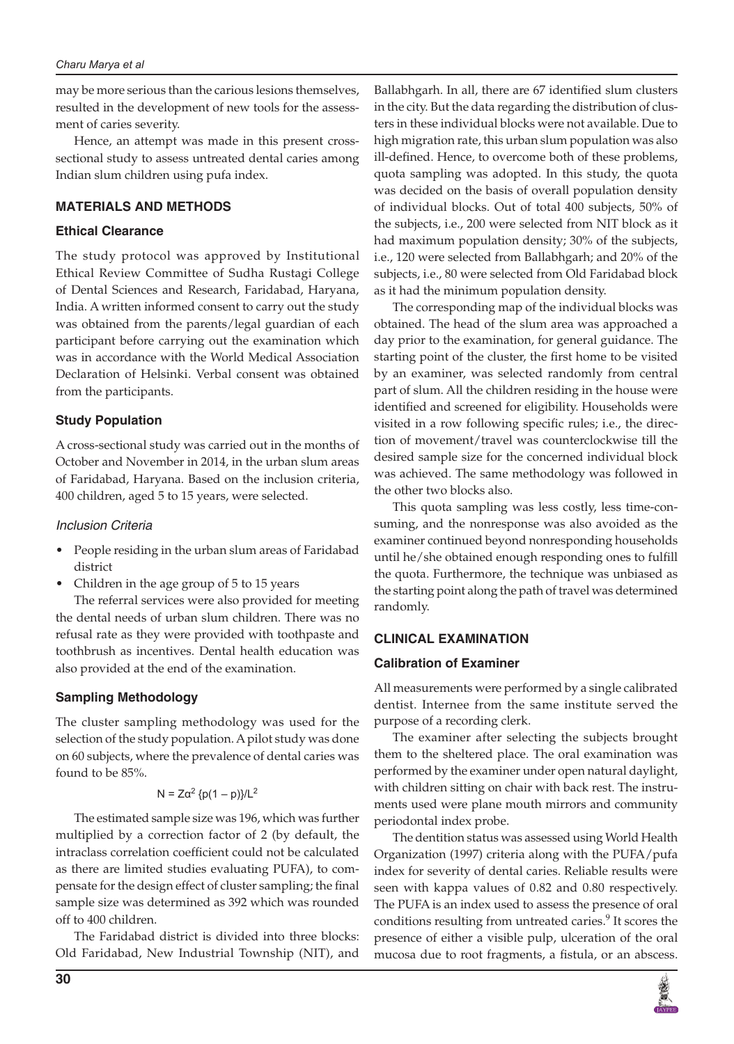may be more serious than the carious lesions themselves, resulted in the development of new tools for the assessment of caries severity.

Hence, an attempt was made in this present cross-sectional study to assess untreated dental caries among Indian slum children using pufa index.

## MATERIALS AND METHODS

### Ethical Clearance

The study protocol was approved by Institutional Ethical Review Committee of Sudha Rustagi College of Dental Sciences and Research, Faridabad, Haryana, India. A written informed consent to carry out the study was obtained from the parents/legal guardian of each participant before carrying out the examination which was in accordance with the World Medical Association Declaration of Helsinki. Verbal consent was obtained from the participants.

### Study Population

A cross-sectional study was carried out in the months of October and November in 2014, in the urban slum areas of Faridabad, Haryana. Based on the inclusion criteria, 400 children, aged 5 to 15 years, were selected.

#### *Inclusion Criteria*

- People residing in the urban slum areas of Faridabad district
- Children in the age group of 5 to 15 years

The referral services were also provided for meeting the dental needs of urban slum children. There was no refusal rate as they were provided with toothpaste and toothbrush as incentives. Dental health education was also provided at the end of the examination.

### Sampling Methodology

The cluster sampling methodology was used for the selection of the study population. A pilot study was done on 60 subjects, where the prevalence of dental caries was found to be 85%.

$$N = Z\alpha^2 \{p(1 - p)\}/L^2$$

The estimated sample size was 196, which was further multiplied by a correction factor of 2 (by default, the intraclass correlation coefficient could not be calculated as there are limited studies evaluating PUFA), to compensate for the design effect of cluster sampling; the final sample size was determined as 392 which was rounded off to 400 children.

The Faridabad district is divided into three blocks: Old Faridabad, New Industrial Township (NIT), and Ballabhgarh. In all, there are 67 identified slum clusters in the city. But the data regarding the distribution of clusters in these individual blocks were not available. Due to high migration rate, this urban slum population was also ill-defined. Hence, to overcome both of these problems, quota sampling was adopted. In this study, the quota was decided on the basis of overall population density of individual blocks. Out of total 400 subjects, 50% of the subjects, i.e., 200 were selected from NIT block as it had maximum population density; 30% of the subjects, i.e., 120 were selected from Ballabhgarh; and 20% of the subjects, i.e., 80 were selected from Old Faridabad block as it had the minimum population density.

The corresponding map of the individual blocks was obtained. The head of the slum area was approached a day prior to the examination, for general guidance. The starting point of the cluster, the first home to be visited by an examiner, was selected randomly from central part of slum. All the children residing in the house were identified and screened for eligibility. Households were visited in a row following specific rules; i.e., the direction of movement/travel was counterclockwise till the desired sample size for the concerned individual block was achieved. The same methodology was followed in the other two blocks also.

This quota sampling was less costly, less time-consuming, and the nonresponse was also avoided as the examiner continued beyond nonresponding households until he/she obtained enough responding ones to fulfill the quota. Furthermore, the technique was unbiased as the starting point along the path of travel was determined randomly.

## CLINICAL EXAMINATION

### Calibration of Examiner

All measurements were performed by a single calibrated dentist. Internee from the same institute served the purpose of a recording clerk.

The examiner after selecting the subjects brought them to the sheltered place. The oral examination was performed by the examiner under open natural daylight, with children sitting on chair with back rest. The instruments used were plane mouth mirrors and community periodontal index probe.

The dentition status was assessed using World Health Organization (1997) criteria along with the PUFA/pufa index for severity of dental caries. Reliable results were seen with kappa values of 0.82 and 0.80 respectively. The PUFA is an index used to assess the presence of oral conditions resulting from untreated caries.[9] It scores the presence of either a visible pulp, ulceration of the oral mucosa due to root fragments, a fistula, or an abscess.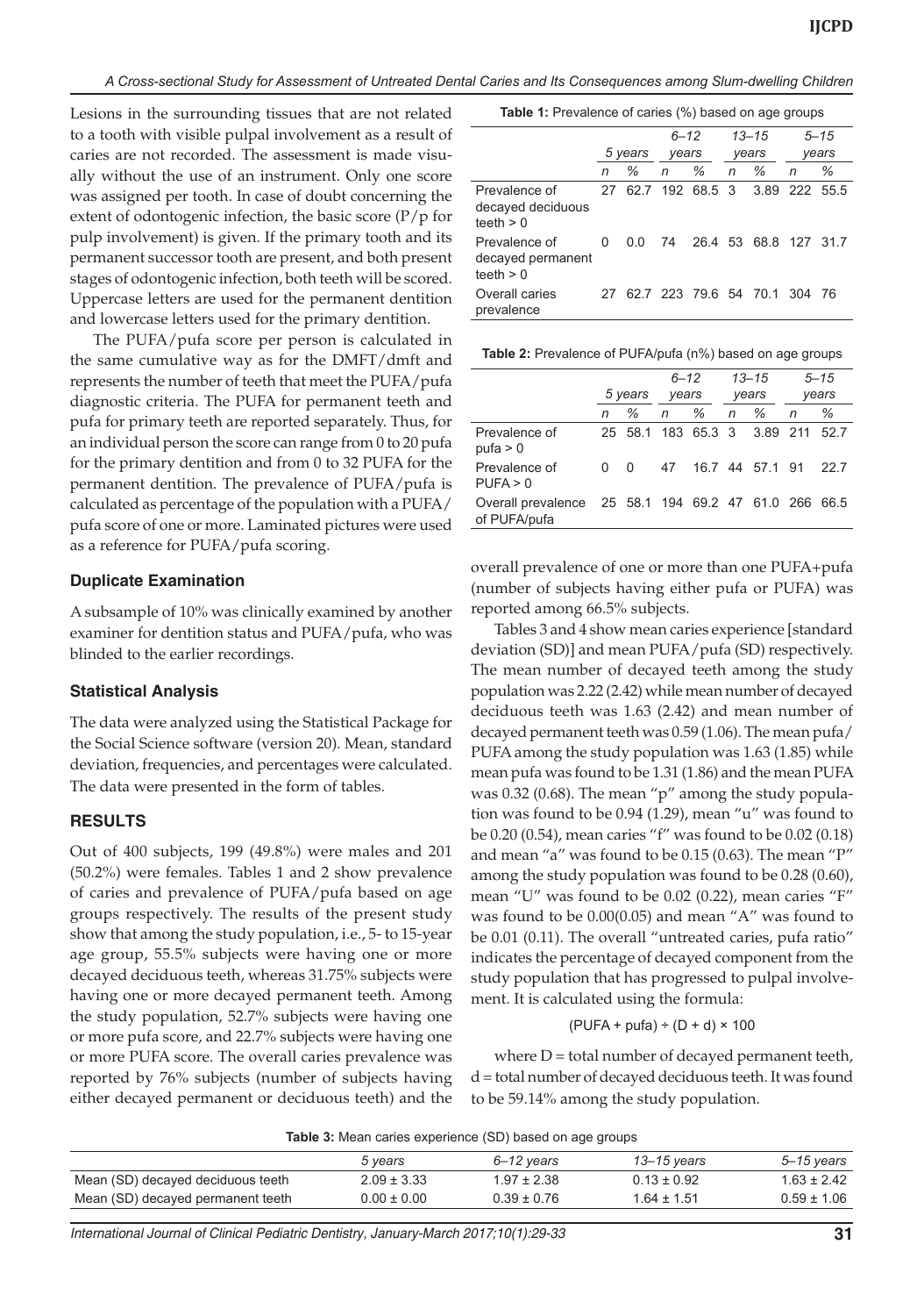Lesions in the surrounding tissues that are not related to a tooth with visible pulpal involvement as a result of caries are not recorded. The assessment is made visually without the use of an instrument. Only one score was assigned per tooth. In case of doubt concerning the extent of odontogenic infection, the basic score (P/p for pulp involvement) is given. If the primary tooth and its permanent successor tooth are present, and both present stages of odontogenic infection, both teeth will be scored. Uppercase letters are used for the permanent dentition and lowercase letters used for the primary dentition.

The PUFA/pufa score per person is calculated in the same cumulative way as for the DMFT/dmft and represents the number of teeth that meet the PUFA/pufa diagnostic criteria. The PUFA for permanent teeth and pufa for primary teeth are reported separately. Thus, for an individual person the score can range from 0 to 20 pufa for the primary dentition and from 0 to 32 PUFA for the permanent dentition. The prevalence of PUFA/pufa is calculated as percentage of the population with a PUFA/pufa score of one or more. Laminated pictures were used as a reference for PUFA/pufa scoring.

### Duplicate Examination

A subsample of 10% was clinically examined by another examiner for dentition status and PUFA/pufa, who was blinded to the earlier recordings.

### Statistical Analysis

The data were analyzed using the Statistical Package for the Social Science software (version 20). Mean, standard deviation, frequencies, and percentages were calculated. The data were presented in the form of tables.

## RESULTS

Out of 400 subjects, 199 (49.8%) were males and 201 (50.2%) were females. Tables 1 and 2 show prevalence of caries and prevalence of PUFA/pufa based on age groups respectively. The results of the present study show that among the study population, i.e., 5- to 15-year age group, 55.5% subjects were having one or more decayed deciduous teeth, whereas 31.75% subjects were having one or more decayed permanent teeth. Among the study population, 52.7% subjects were having one or more pufa score, and 22.7% subjects were having one or more PUFA score. The overall caries prevalence was reported by 76% subjects (number of subjects having either decayed permanent or deciduous teeth) and the overall prevalence of one or more than one PUFA+pufa (number of subjects having either pufa or PUFA) was reported among 66.5% subjects.

**Table 1:** Prevalence of caries (%) based on age groups

| | 5 years | | 6–12 years | | 13–15 years | | 5–15 years | |
|---|---|---|---|---|---|---|---|---|
| | *n* | *%* | *n* | *%* | *n* | *%* | *n* | *%* |
| Prevalence of decayed deciduous teeth > 0 | 27 | 62.7 | 192 | 68.5 | 3 | 3.89 | 222 | 55.5 |
| Prevalence of decayed permanent teeth > 0 | 0 | 0.0 | 74 | 26.4 | 53 | 68.8 | 127 | 31.7 |
| Overall caries prevalence | 27 | 62.7 | 223 | 79.6 | 54 | 70.1 | 304 | 76 |

**Table 2:** Prevalence of PUFA/pufa (n%) based on age groups

| | 5 years | | 6–12 years | | 13–15 years | | 5–15 years | |
|---|---|---|---|---|---|---|---|---|
| | *n* | *%* | *n* | *%* | *n* | *%* | *n* | *%* |
| Prevalence of pufa > 0 | 25 | 58.1 | 183 | 65.3 | 3 | 3.89 | 211 | 52.7 |
| Prevalence of PUFA > 0 | 0 | 0 | 47 | 16.7 | 44 | 57.1 | 91 | 22.7 |
| Overall prevalence of PUFA/pufa | 25 | 58.1 | 194 | 69.2 | 47 | 61.0 | 266 | 66.5 |

Tables 3 and 4 show mean caries experience [standard deviation (SD)] and mean PUFA/pufa (SD) respectively. The mean number of decayed teeth among the study population was 2.22 (2.42) while mean number of decayed deciduous teeth was 1.63 (2.42) and mean number of decayed permanent teeth was 0.59 (1.06). The mean pufa/PUFA among the study population was 1.63 (1.85) while mean pufa was found to be 1.31 (1.86) and the mean PUFA was 0.32 (0.68). The mean "p" among the study population was found to be 0.94 (1.29), mean "u" was found to be 0.20 (0.54), mean caries "f" was found to be 0.02 (0.18) and mean "a" was found to be 0.15 (0.63). The mean "P" among the study population was found to be 0.28 (0.60), mean "U" was found to be 0.02 (0.22), mean caries "F" was found to be 0.00(0.05) and mean "A" was found to be 0.01 (0.11). The overall "untreated caries, pufa ratio" indicates the percentage of decayed component from the study population that has progressed to pulpal involvement. It is calculated using the formula:

$$(\text{PUFA} + \text{pufa}) \div (D + d) \times 100$$

where D = total number of decayed permanent teeth, d = total number of decayed deciduous teeth. It was found to be 59.14% among the study population.

**Table 3:** Mean caries experience (SD) based on age groups

| | *5 years* | *6–12 years* | *13–15 years* | *5–15 years* |
|---|---|---|---|---|
| Mean (SD) decayed deciduous teeth | 2.09 ± 3.33 | 1.97 ± 2.38 | 0.13 ± 0.92 | 1.63 ± 2.42 |
| Mean (SD) decayed permanent teeth | 0.00 ± 0.00 | 0.39 ± 0.76 | 1.64 ± 1.51 | 0.59 ± 1.06 |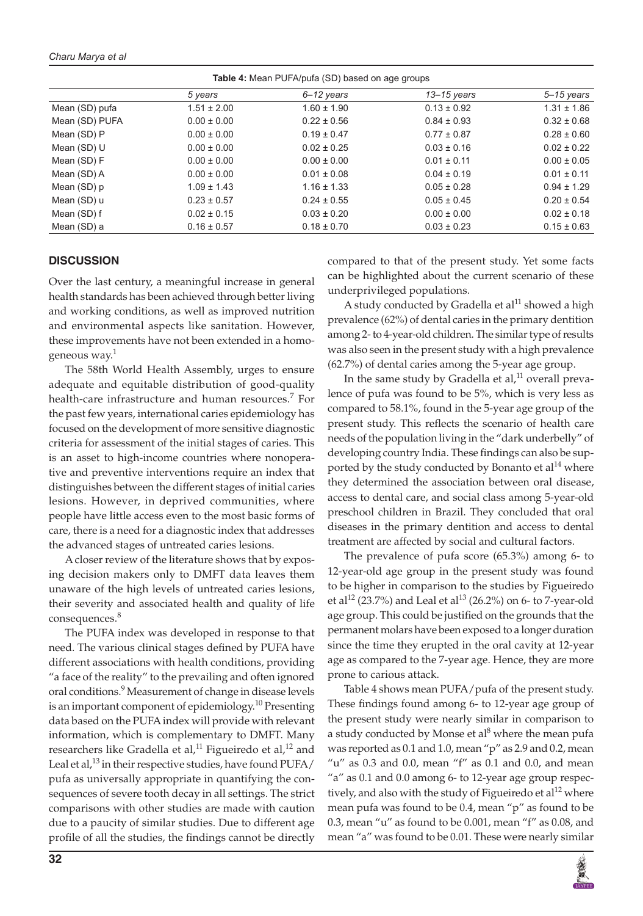**Table 4:** Mean PUFA/pufa (SD) based on age groups

| | 5 years | 6–12 years | 13–15 years | 5–15 years |
|---|---|---|---|---|
| Mean (SD) pufa | 1.51 ± 2.00 | 1.60 ± 1.90 | 0.13 ± 0.92 | 1.31 ± 1.86 |
| Mean (SD) PUFA | 0.00 ± 0.00 | 0.22 ± 0.56 | 0.84 ± 0.93 | 0.32 ± 0.68 |
| Mean (SD) P | 0.00 ± 0.00 | 0.19 ± 0.47 | 0.77 ± 0.87 | 0.28 ± 0.60 |
| Mean (SD) U | 0.00 ± 0.00 | 0.02 ± 0.25 | 0.03 ± 0.16 | 0.02 ± 0.22 |
| Mean (SD) F | 0.00 ± 0.00 | 0.00 ± 0.00 | 0.01 ± 0.11 | 0.00 ± 0.05 |
| Mean (SD) A | 0.00 ± 0.00 | 0.01 ± 0.08 | 0.04 ± 0.19 | 0.01 ± 0.11 |
| Mean (SD) p | 1.09 ± 1.43 | 1.16 ± 1.33 | 0.05 ± 0.28 | 0.94 ± 1.29 |
| Mean (SD) u | 0.23 ± 0.57 | 0.24 ± 0.55 | 0.05 ± 0.45 | 0.20 ± 0.54 |
| Mean (SD) f | 0.02 ± 0.15 | 0.03 ± 0.20 | 0.00 ± 0.00 | 0.02 ± 0.18 |
| Mean (SD) a | 0.16 ± 0.57 | 0.18 ± 0.70 | 0.03 ± 0.23 | 0.15 ± 0.63 |

## DISCUSSION

Over the last century, a meaningful increase in general health standards has been achieved through better living and working conditions, as well as improved nutrition and environmental aspects like sanitation. However, these improvements have not been extended in a homogeneous way.[1]

The 58th World Health Assembly, urges to ensure adequate and equitable distribution of good-quality health-care infrastructure and human resources.[7] For the past few years, international caries epidemiology has focused on the development of more sensitive diagnostic criteria for assessment of the initial stages of caries. This is an asset to high-income countries where nonoperative and preventive interventions require an index that distinguishes between the different stages of initial caries lesions. However, in deprived communities, where people have little access even to the most basic forms of care, there is a need for a diagnostic index that addresses the advanced stages of untreated caries lesions.

A closer review of the literature shows that by exposing decision makers only to DMFT data leaves them unaware of the high levels of untreated caries lesions, their severity and associated health and quality of life consequences.[8]

The PUFA index was developed in response to that need. The various clinical stages defined by PUFA have different associations with health conditions, providing "a face of the reality" to the prevailing and often ignored oral conditions.[9] Measurement of change in disease levels is an important component of epidemiology.[10] Presenting data based on the PUFA index will provide with relevant information, which is complementary to DMFT. Many researchers like Gradella et al,[11] Figueiredo et al,[12] and Leal et al,[13] in their respective studies, have found PUFA/pufa as universally appropriate in quantifying the consequences of severe tooth decay in all settings. The strict comparisons with other studies are made with caution due to a paucity of similar studies. Due to different age profile of all the studies, the findings cannot be directly compared to that of the present study. Yet some facts can be highlighted about the current scenario of these underprivileged populations.

A study conducted by Gradella et al[11] showed a high prevalence (62%) of dental caries in the primary dentition among 2- to 4-year-old children. The similar type of results was also seen in the present study with a high prevalence (62.7%) of dental caries among the 5-year age group.

In the same study by Gradella et al,[11] overall prevalence of pufa was found to be 5%, which is very less as compared to 58.1%, found in the 5-year age group of the present study. This reflects the scenario of health care needs of the population living in the "dark underbelly" of developing country India. These findings can also be supported by the study conducted by Bonanto et al[14] where they determined the association between oral disease, access to dental care, and social class among 5-year-old preschool children in Brazil. They concluded that oral diseases in the primary dentition and access to dental treatment are affected by social and cultural factors.

The prevalence of pufa score (65.3%) among 6- to 12-year-old age group in the present study was found to be higher in comparison to the studies by Figueiredo et al[12] (23.7%) and Leal et al[13] (26.2%) on 6- to 7-year-old age group. This could be justified on the grounds that the permanent molars have been exposed to a longer duration since the time they erupted in the oral cavity at 12-year age as compared to the 7-year age. Hence, they are more prone to carious attack.

Table 4 shows mean PUFA/pufa of the present study. These findings found among 6- to 12-year age group of the present study were nearly similar in comparison to a study conducted by Monse et al[8] where the mean pufa was reported as 0.1 and 1.0, mean "p" as 2.9 and 0.2, mean "u" as 0.3 and 0.0, mean "f" as 0.1 and 0.0, and mean "a" as 0.1 and 0.0 among 6- to 12-year age group respectively, and also with the study of Figueiredo et al[12] where mean pufa was found to be 0.4, mean "p" as found to be 0.3, mean "u" as found to be 0.001, mean "f" as 0.08, and mean "a" was found to be 0.01. These were nearly similar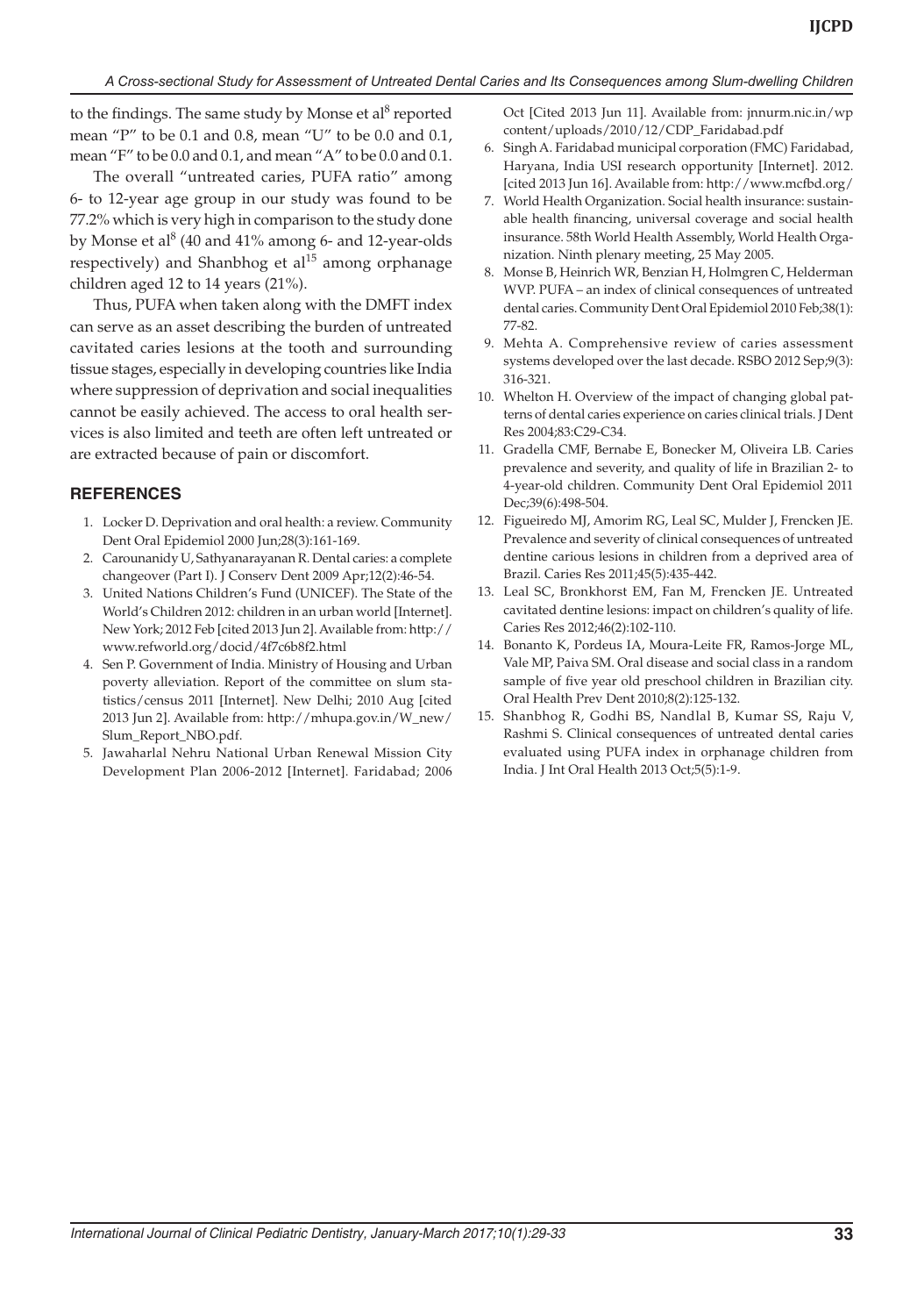to the findings. The same study by Monse et al[8] reported mean "P" to be 0.1 and 0.8, mean "U" to be 0.0 and 0.1, mean "F" to be 0.0 and 0.1, and mean "A" to be 0.0 and 0.1.

The overall "untreated caries, PUFA ratio" among 6- to 12-year age group in our study was found to be 77.2% which is very high in comparison to the study done by Monse et al[8] (40 and 41% among 6- and 12-year-olds respectively) and Shanbhog et al[15] among orphanage children aged 12 to 14 years (21%).

Thus, PUFA when taken along with the DMFT index can serve as an asset describing the burden of untreated cavitated caries lesions at the tooth and surrounding tissue stages, especially in developing countries like India where suppression of deprivation and social inequalities cannot be easily achieved. The access to oral health services is also limited and teeth are often left untreated or are extracted because of pain or discomfort.

## REFERENCES

1. Locker D. Deprivation and oral health: a review. Community Dent Oral Epidemiol 2000 Jun;28(3):161-169.
2. Carounanidy U, Sathyanarayanan R. Dental caries: a complete changeover (Part I). J Conserv Dent 2009 Apr;12(2):46-54.
3. United Nations Children's Fund (UNICEF). The State of the World's Children 2012: children in an urban world [Internet]. New York; 2012 Feb [cited 2013 Jun 2]. Available from: http://www.refworld.org/docid/4f7c6b8f2.html
4. Sen P. Government of India. Ministry of Housing and Urban poverty alleviation. Report of the committee on slum statistics/census 2011 [Internet]. New Delhi; 2010 Aug [cited 2013 Jun 2]. Available from: http://mhupa.gov.in/W_new/Slum_Report_NBO.pdf.
5. Jawaharlal Nehru National Urban Renewal Mission City Development Plan 2006-2012 [Internet]. Faridabad; 2006 Oct [Cited 2013 Jun 11]. Available from: jnnurm.nic.in/wp content/uploads/2010/12/CDP_Faridabad.pdf
6. Singh A. Faridabad municipal corporation (FMC) Faridabad, Haryana, India USI research opportunity [Internet]. 2012. [cited 2013 Jun 16]. Available from: http://www.mcfbd.org/
7. World Health Organization. Social health insurance: sustainable health financing, universal coverage and social health insurance. 58th World Health Assembly, World Health Organization. Ninth plenary meeting, 25 May 2005.
8. Monse B, Heinrich WR, Benzian H, Holmgren C, Helderman WVP. PUFA – an index of clinical consequences of untreated dental caries. Community Dent Oral Epidemiol 2010 Feb;38(1):77-82.
9. Mehta A. Comprehensive review of caries assessment systems developed over the last decade. RSBO 2012 Sep;9(3):316-321.
10. Whelton H. Overview of the impact of changing global patterns of dental caries experience on caries clinical trials. J Dent Res 2004;83:C29-C34.
11. Gradella CMF, Bernabe E, Bonecker M, Oliveira LB. Caries prevalence and severity, and quality of life in Brazilian 2- to 4-year-old children. Community Dent Oral Epidemiol 2011 Dec;39(6):498-504.
12. Figueiredo MJ, Amorim RG, Leal SC, Mulder J, Frencken JE. Prevalence and severity of clinical consequences of untreated dentine carious lesions in children from a deprived area of Brazil. Caries Res 2011;45(5):435-442.
13. Leal SC, Bronkhorst EM, Fan M, Frencken JE. Untreated cavitated dentine lesions: impact on children's quality of life. Caries Res 2012;46(2):102-110.
14. Bonanto K, Pordeus IA, Moura-Leite FR, Ramos-Jorge ML, Vale MP, Paiva SM. Oral disease and social class in a random sample of five year old preschool children in Brazilian city. Oral Health Prev Dent 2010;8(2):125-132.
15. Shanbhog R, Godhi BS, Nandlal B, Kumar SS, Raju V, Rashmi S. Clinical consequences of untreated dental caries evaluated using PUFA index in orphanage children from India. J Int Oral Health 2013 Oct;5(5):1-9.